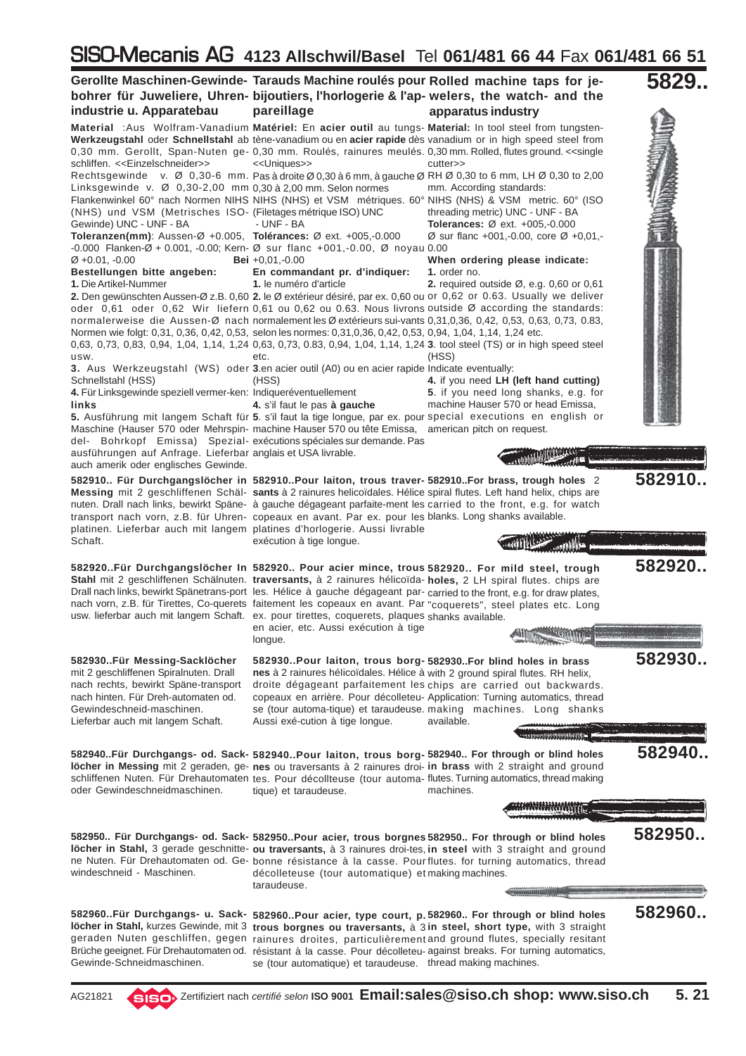# 5829..

## Gerollte Maschinen-Gewindebohrer für Juweliere, Uhrenindustrie u. Apparatebau

**Material** :Aus Wolfram-Vanadium **Werkzeugstahl** oder **Schnellstahl** ab 0,30 mm. Gerollt, Span-Nuten geschliffen. <<Einzelschneider>>

Rechtsgewinde v. Ø 0,30-6 mm. Linksgewinde v. Ø 0,30-2,00 mm

Flankenwinkel 60° nach Normen NIHS (NHS) und VSM (Metrisches ISO-Gewinde) UNC - UNF - BA

**Toleranzen(mm)**: Aussen-Ø +0.005, -0.000 Flanken-Ø + 0.001, -0.00; Kern-Ø +0.01, -0.00

**Bestellungen bitte angeben:**

**1.** Die Artikel-Nummer

**2.** Den gewünschten Aussen-Ø z.B. 0,60 oder 0,61 oder 0,62 Wir liefern normalerweise die Aussen-Ø nach Normen wie folgt: 0,31, 0,36, 0,42, 0,53, 0,63, 0,73, 0,83, 0,94, 1,04, 1,14, 1,24 usw.

**3.** Aus Werkzeugstahl (WS) oder Schnellstahl (HSS)

**4.** Für Linksgewinde speziell vermerken: **links**

**5.** Ausführung mit langem Schaft für Maschine (Hauser 570 oder Mehrspindel- Bohrkopf Emissa) Spezialausführungen auf Anfrage. Lieferbar auch amerik oder englisches Gewinde.

## Tarauds Machine roulés pour bijoutiers, l'horlogerie & l'appareillage

**Matériel:** En **acier outil** au tungstène-vanadium ou en **acier rapide** dès 0,30 mm. Roulés, rainures meulés. <<Uniques>>

Pas à droite Ø 0,30 à 6 mm, à gauche Ø 0,30 à 2,00 mm. Selon normes NIHS (NHS) et VSM métriques. 60° (Filetages métrique ISO) UNC - UNF - BA

**Tolérances:** Ø ext. +005,-0.000 Ø sur flanc +001,-0.00, Ø noyau **Bei** +0,01,-0.00

**En commandant pr. d'indiquer:**

**1.** le numéro d'article

**2.** le Ø extérieur désiré, par ex. 0,60 ou 0,61 ou 0,62 ou 0.63. Nous livrons normalement les Ø extérieurs sui-vants selon les normes: 0,31,0,36, 0,42, 0,53, 0,63, 0,73, 0.83, 0,94, 1,04, 1,14, 1,24 etc.

**3.** en acier outil (A0) ou en acier rapide (HSS)

Indiqueréventuellement

**4.** s'il faut le pas **à gauche**

**5**. s'il faut la tige longue, par ex. pour machine Hauser 570 ou tête Emissa, exécutions spéciales sur demande. Pas anglais et USA livrable.

## Rolled machine taps for jewelers, the watch- and the apparatus industry

**Material:** In tool steel from tungsten-vanadium or in high speed steel from 0,30 mm. Rolled, flutes ground. <<single cutter>>

RH Ø 0,30 to 6 mm, LH Ø 0,30 to 2,00 mm. According standards: NIHS (NHS) & VSM metric. 60° (ISO threading metric) UNC - UNF - BA

**Tolerances:** Ø ext. +005,-0.000 Ø sur flanc +001,-0.00, core Ø +0,01,-0.00

**When ordering please indicate:**

**1.** order no.

**2.** required outside Ø, e.g. 0,60 or 0,61 or 0,62 or 0.63. Usually we deliver outside Ø according the standards: 0,31,0,36, 0,42, 0,53, 0,63, 0,73, 0.83, 0,94, 1,04, 1,14, 1,24 etc.

**3.** tool steel (TS) or in high speed steel (HSS)

Indicate eventually:

**4.** if you need **LH (left hand cutting)**

**5**. if you need long shanks, e.g. for machine Hauser 570 or head Emissa, special executions en english or american pitch on request.

---

## 582910..

**582910.. Für Durchgangslöcher in Messing** mit 2 geschliffenen Schälnuten. Drall nach links, bewirkt Spänetransport nach vorn, z.B. für Uhrenplatinen. Lieferbar auch mit langem Schaft.

**582910..Pour laiton, trous traversants** à 2 rainures helicoïdales. Hélice à gauche dégageant parfaite-ment les copeaux en avant. Par ex. pour les platines d'horlogerie. Aussi livrable exécution à tige longue.

**582910..For brass, trough holes** 2 spiral flutes. Left hand helix, chips are carried to the front, e.g. for watch blanks. Long shanks available.

## 582920..

**582920..Für Durchgangslöcher In Stahl** mit 2 geschliffenen Schälnuten. Drall nach links, bewirkt Spänetrans-port nach vorn, z.B. für Tirettes, Co-querets usw. lieferbar auch mit langem Schaft.

**582920.. Pour acier mince, trous traversants,** à 2 rainures hélicoïdales. Hélice à gauche dégageant parfaitement les copeaux en avant. Par ex. pour tirettes, coquerets, plaques en acier, etc. Aussi exécution à tige longue.

**582920.. For mild steel, trough holes,** 2 LH spiral flutes. chips are carried to the front, e.g. for draw plates, "coquerets", steel plates etc. Long shanks available.

## 582930..

**582930..Für Messing-Sacklöcher** mit 2 geschliffenen Spiralnuten. Drall nach rechts, bewirkt Späne-transport nach hinten. Für Dreh-automaten od. Gewindeschneid-maschinen. Lieferbar auch mit langem Schaft.

**582930..Pour laiton, trous borgnes** à 2 rainures hélicoïdales. Hélice à droite dégageant parfaitement les copeaux en arrière. Pour décolleteuse (tour automa-tique) et taraudeuse. Aussi exé-cution à tige longue.

**582930..For blind holes in brass** with 2 ground spiral flutes. RH helix, chips are carried out backwards. Application: Turning automatics, thread making machines. Long shanks available.

## 582940..

**582940..Für Durchgangs- od. Sacklöcher in Messing** mit 2 geraden, geschliffenen Nuten. Für Drehautomaten oder Gewindeschneidmaschinen.

**582940..Pour laiton, trous borgnes** ou traversants à 2 rainures droites. Pour décollteuse (tour automatique) et taraudeuse.

**582940.. For through or blind holes in brass** with 2 straight and ground flutes. Turning automatics, thread making machines.

## 582950..

**582950.. Für Durchgangs- od. Sacklöcher in Stahl,** 3 gerade geschnittene Nuten. Für Drehautomaten od. Gewindeschneid - Maschinen.

**582950..Pour acier, trous borgnes ou traversants,** à 3 rainures droi-tes, bonne résistance à la casse. Pour décolleteuse (tour automatique) et taraudeuse.

**582950.. For through or blind holes in steel** with 3 straight and ground flutes. for turning automatics, thread making machines.

## 582960..

**582960..Für Durchgangs- u. Sacklöcher in Stahl,** kurzes Gewinde, mit 3 geraden Nuten geschliffen, gegen Brüche geeignet. Für Drehautomaten od. Gewinde-Schneidmaschinen.

**582960..Pour acier, type court, p. trous borgnes ou traversants,** à 3 rainures droites, particulièrement résistant à la casse. Pour décolleteuse (tour automatique) et taraudeuse.

**582960.. For through or blind holes in steel, short type,** with 3 straight and ground flutes, specially resitant against breaks. For turning automatics, thread making machines.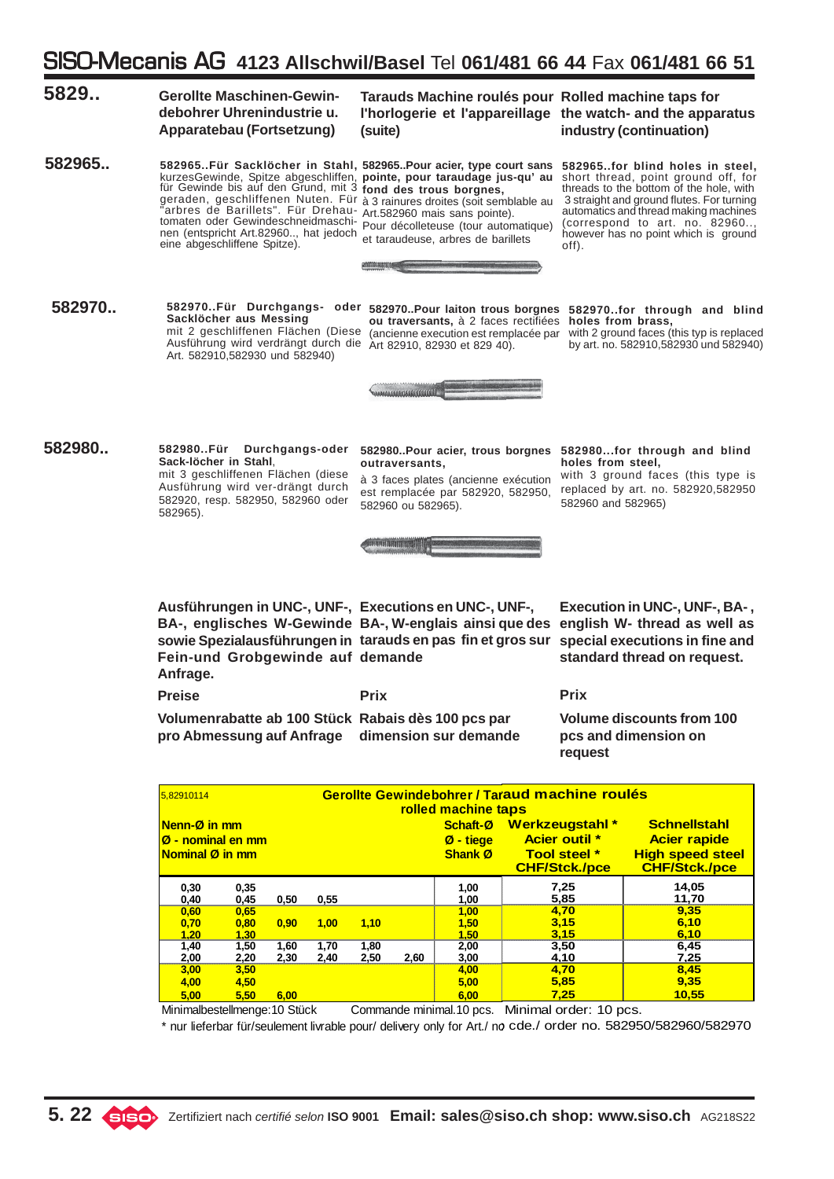# SISO-Mecanis AG 4123 Allschwil/Basel Tel 061/481 66 44 Fax 061/481 66 51

## 5829..

**Gerollte Maschinen-Gewindebohrer Uhrenindustrie u. Apparatebau (Fortsetzung)**

**Tarauds Machine roulés pour l'horlogerie et l'appareillage (suite)**

**Rolled machine taps for the watch- and the apparatus industry (continuation)**

## 582965..

**582965..Für Sacklöcher in Stahl,** kurzesGewinde, Spitze abgeschliffen, für Gewinde bis auf den Grund, mit 3 geraden, geschliffenen Nuten. Für "arbres de Barillets". Für Drehautomaten oder Gewindeschneidmaschinen (entspricht Art.82960.., hat jedoch eine abgeschliffene Spitze).

**582965..Pour acier, type court sans pointe, pour taraudage jus-qu' au fond des trous borgnes,** à 3 rainures droites (soit semblable au Art.582960 mais sans pointe). Pour décolleteuse (tour automatique) et taraudeuse, arbres de barillets

**582965..for blind holes in steel,** short thread, point ground off, for threads to the bottom of the hole, with 3 straight and ground flutes. For turning automatics and thread making machines (correspond to art. no. 82960.., however has no point which is ground off).

## 582970..

**582970..Für Durchgangs- oder Sacklöcher aus Messing** mit 2 geschliffenen Flächen (Diese Ausführung wird verdrängt durch die Art. 582910,582930 und 582940)

**582970..Pour laiton trous borgnes ou traversants,** à 2 faces rectifiées (ancienne execution est remplacée par Art 82910, 82930 et 829 40).

**582970..for through and blind holes from brass,** with 2 ground faces (this typ is replaced by art. no. 582910,582930 und 582940)

## 582980..

**582980..Für Durchgangs-oder Sack-löcher in Stahl,** mit 3 geschliffenen Flächen (diese Ausführung wird ver-drängt durch 582920, resp. 582950, 582960 oder 582965).

**582980..Pour acier, trous borgnes outraversants,** à 3 faces plates (ancienne exécution est remplacée par 582920, 582950, 582960 ou 582965).

**582980...for through and blind holes from steel,** with 3 ground faces (this type is replaced by art. no. 582920,582950 582960 and 582965)

**Ausführungen in UNC-, UNF-, BA-, englisches W-Gewinde sowie Spezialausführungen in Fein-und Grobgewinde auf Anfrage.**

**Executions en UNC-, UNF-, BA-, W-englais ainsi que des tarauds en pas fin et gros sur demande**

**Execution in UNC-, UNF-, BA-, english W- thread as well as special executions in fine and standard thread on request.**

**Preise** | **Prix** | **Prix**

**Volumenrabatte ab 100 Stück pro Abmessung auf Anfrage**

**Rabais dès 100 pcs par dimension sur demande**

**Volume discounts from 100 pcs and dimension on request**

| 5,82910114 | | | | | | **Gerollte Gewindebohrer / Taraud machine roulés rolled machine taps** | | |
|---|---|---|---|---|---|---|---|---|
| **Nenn-Ø in mm / Ø - nominal en mm / Nominal Ø in mm** | | | | | | **Schaft-Ø / Ø - tiege / Shank Ø** | **Werkzeugstahl * / Acier outil * / Tool steel * CHF/Stck./pce** | **Schnellstahl / Acier rapide / High speed steel CHF/Stck./pce** |
| 0,30 | 0,35 | | | | | 1,00 | 7,25 | 14,05 |
| 0,40 | 0,45 | 0,50 | 0,55 | | | 1,00 | 5,85 | 11,70 |
| 0,60 | 0,65 | | | | | 1,00 | 4,70 | 9,35 |
| 0,70 | 0,80 | 0,90 | 1,00 | 1,10 | | 1,50 | 3,15 | 6,10 |
| 1,20 | 1,30 | | | | | 1,50 | 3,15 | 6,10 |
| 1,40 | 1,50 | 1,60 | 1,70 | 1,80 | | 2,00 | 3,50 | 6,45 |
| 2,00 | 2,20 | 2,30 | 2,40 | 2,50 | 2,60 | 3,00 | 4,10 | 7,25 |
| 3,00 | 3,50 | | | | | 4,00 | 4,70 | 8,45 |
| 4,00 | 4,50 | | | | | 5,00 | 5,85 | 9,35 |
| 5,00 | 5,50 | 6,00 | | | | 6,00 | 7,25 | 10,55 |

Minimalbestellmenge:10 Stück    Commande minimal.10 pcs.    Minimal order: 10 pcs.

* nur lieferbar für/seulement livrable pour/ delivery only for Art./ no cde./ order no. 582950/582960/582970

Zertifiziert nach *certifié selon* ISO 9001 **Email: sales@siso.ch shop: www.siso.ch** AG218S22